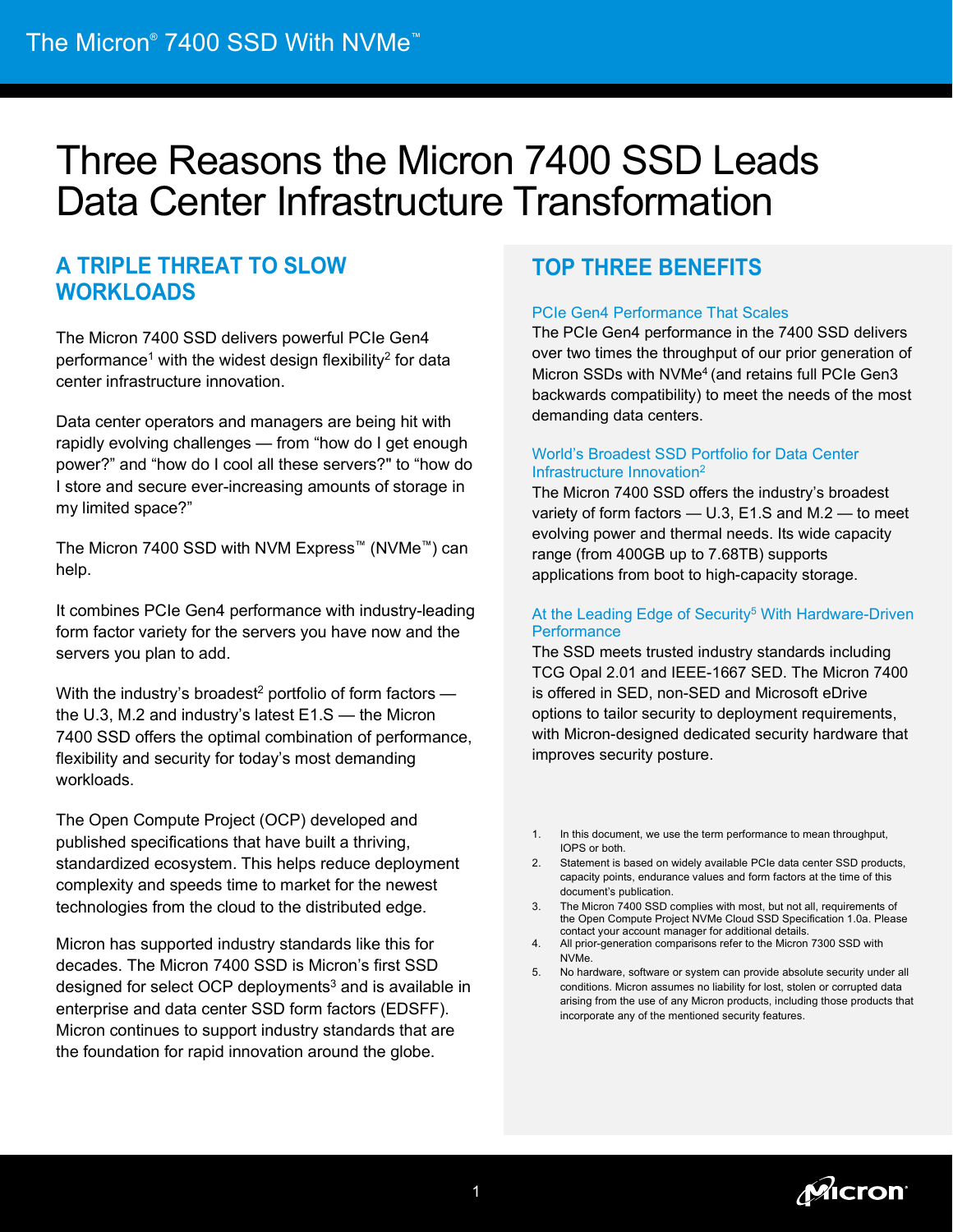# Three Reasons the Micron 7400 SSD Leads Data Center Infrastructure Transformation

## A TRIPLE THREAT TO SLOW WORKLOADS

The Micron 7400 SSD delivers powerful PCIe Gen4 performance[1] with the widest design flexibility[2] for data center infrastructure innovation.

Data center operators and managers are being hit with rapidly evolving challenges — from "how do I get enough power?" and "how do I cool all these servers?" to "how do I store and secure ever-increasing amounts of storage in my limited space?"

The Micron 7400 SSD with NVM Express™ (NVMe™) can help.

It combines PCIe Gen4 performance with industry-leading form factor variety for the servers you have now and the servers you plan to add.

With the industry's broadest[2] portfolio of form factors — the U.3, M.2 and industry's latest E1.S — the Micron 7400 SSD offers the optimal combination of performance, flexibility and security for today's most demanding workloads.

The Open Compute Project (OCP) developed and published specifications that have built a thriving, standardized ecosystem. This helps reduce deployment complexity and speeds time to market for the newest technologies from the cloud to the distributed edge.

Micron has supported industry standards like this for decades. The Micron 7400 SSD is Micron's first SSD designed for select OCP deployments[3] and is available in enterprise and data center SSD form factors (EDSFF). Micron continues to support industry standards that are the foundation for rapid innovation around the globe.

## TOP THREE BENEFITS

### PCIe Gen4 Performance That Scales

The PCIe Gen4 performance in the 7400 SSD delivers over two times the throughput of our prior generation of Micron SSDs with NVMe[4] (and retains full PCIe Gen3 backwards compatibility) to meet the needs of the most demanding data centers.

### World's Broadest SSD Portfolio for Data Center Infrastructure Innovation[2]

The Micron 7400 SSD offers the industry's broadest variety of form factors — U.3, E1.S and M.2 — to meet evolving power and thermal needs. Its wide capacity range (from 400GB up to 7.68TB) supports applications from boot to high-capacity storage.

### At the Leading Edge of Security[5] With Hardware-Driven Performance

The SSD meets trusted industry standards including TCG Opal 2.01 and IEEE-1667 SED. The Micron 7400 is offered in SED, non-SED and Microsoft eDrive options to tailor security to deployment requirements, with Micron-designed dedicated security hardware that improves security posture.

1. In this document, we use the term performance to mean throughput, IOPS or both.
2. Statement is based on widely available PCIe data center SSD products, capacity points, endurance values and form factors at the time of this document's publication.
3. The Micron 7400 SSD complies with most, but not all, requirements of the Open Compute Project NVMe Cloud SSD Specification 1.0a. Please contact your account manager for additional details.
4. All prior-generation comparisons refer to the Micron 7300 SSD with NVMe.
5. No hardware, software or system can provide absolute security under all conditions. Micron assumes no liability for lost, stolen or corrupted data arising from the use of any Micron products, including those products that incorporate any of the mentioned security features.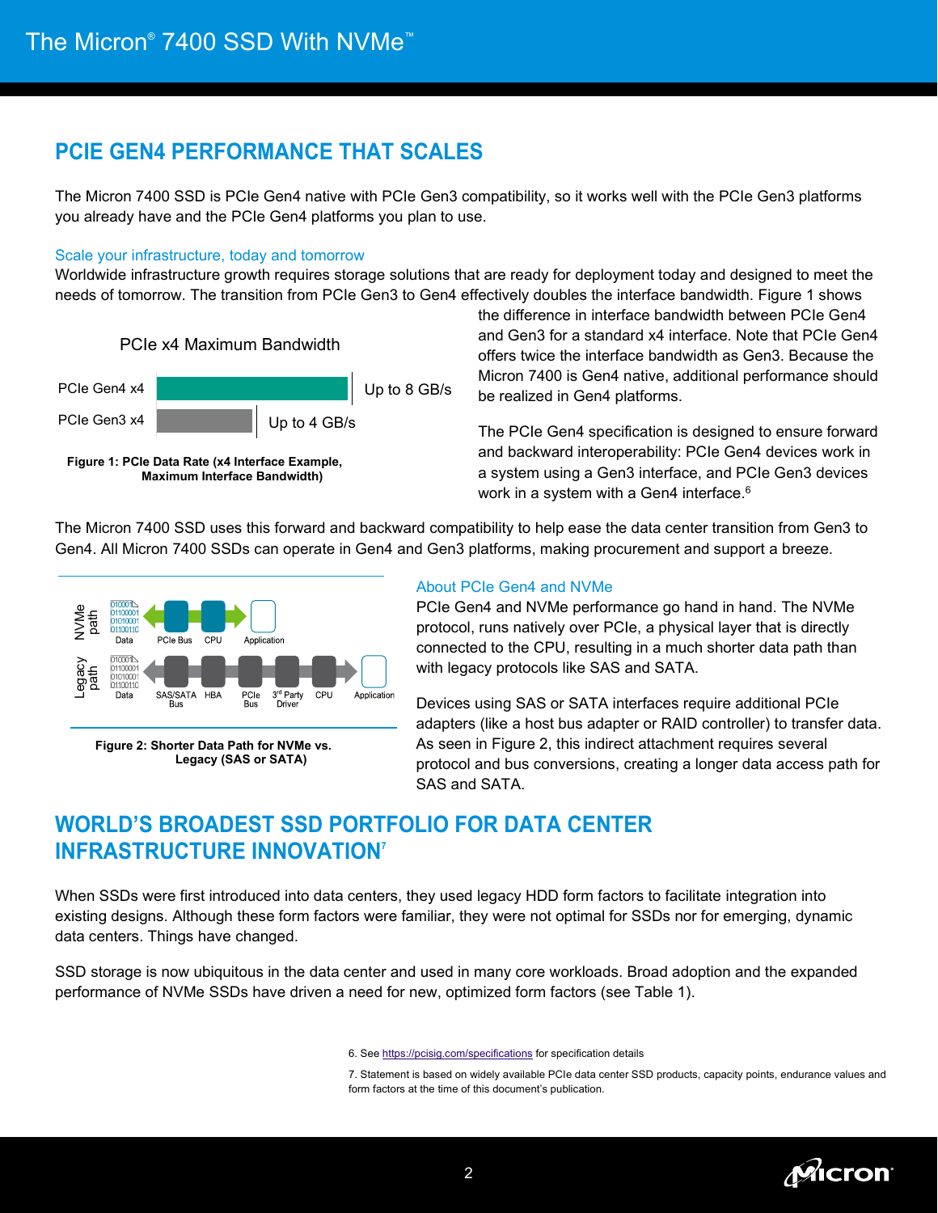## PCIE GEN4 PERFORMANCE THAT SCALES

The Micron 7400 SSD is PCIe Gen4 native with PCIe Gen3 compatibility, so it works well with the PCIe Gen3 platforms you already have and the PCIe Gen4 platforms you plan to use.

### Scale your infrastructure, today and tomorrow

Worldwide infrastructure growth requires storage solutions that are ready for deployment today and designed to meet the needs of tomorrow. The transition from PCIe Gen3 to Gen4 effectively doubles the interface bandwidth. Figure 1 shows the difference in interface bandwidth between PCIe Gen4 and Gen3 for a standard x4 interface. Note that PCIe Gen4 offers twice the interface bandwidth as Gen3. Because the Micron 7400 is Gen4 native, additional performance should be realized in Gen4 platforms.

PCIe x4 Maximum Bandwidth

PCIe Gen4 x4 — Up to 8 GB/s

PCIe Gen3 x4 — Up to 4 GB/s

**Figure 1: PCIe Data Rate (x4 Interface Example, Maximum Interface Bandwidth)**

The PCIe Gen4 specification is designed to ensure forward and backward interoperability: PCIe Gen4 devices work in a system using a Gen3 interface, and PCIe Gen3 devices work in a system with a Gen4 interface.[6]

The Micron 7400 SSD uses this forward and backward compatibility to help ease the data center transition from Gen3 to Gen4. All Micron 7400 SSDs can operate in Gen4 and Gen3 platforms, making procurement and support a breeze.

NVMe path: Data → PCIe Bus → CPU → Application

Legacy path: Data → SAS/SATA Bus → HBA → PCIe Bus → 3rd Party Driver → CPU → Application

**Figure 2: Shorter Data Path for NVMe vs. Legacy (SAS or SATA)**

### About PCIe Gen4 and NVMe

PCIe Gen4 and NVMe performance go hand in hand. The NVMe protocol, runs natively over PCIe, a physical layer that is directly connected to the CPU, resulting in a much shorter data path than with legacy protocols like SAS and SATA.

Devices using SAS or SATA interfaces require additional PCIe adapters (like a host bus adapter or RAID controller) to transfer data. As seen in Figure 2, this indirect attachment requires several protocol and bus conversions, creating a longer data access path for SAS and SATA.

## WORLD'S BROADEST SSD PORTFOLIO FOR DATA CENTER INFRASTRUCTURE INNOVATION[7]

When SSDs were first introduced into data centers, they used legacy HDD form factors to facilitate integration into existing designs. Although these form factors were familiar, they were not optimal for SSDs nor for emerging, dynamic data centers. Things have changed.

SSD storage is now ubiquitous in the data center and used in many core workloads. Broad adoption and the expanded performance of NVMe SSDs have driven a need for new, optimized form factors (see Table 1).

6. See https://pcisig.com/specifications for specification details

7. Statement is based on widely available PCIe data center SSD products, capacity points, endurance values and form factors at the time of this document's publication.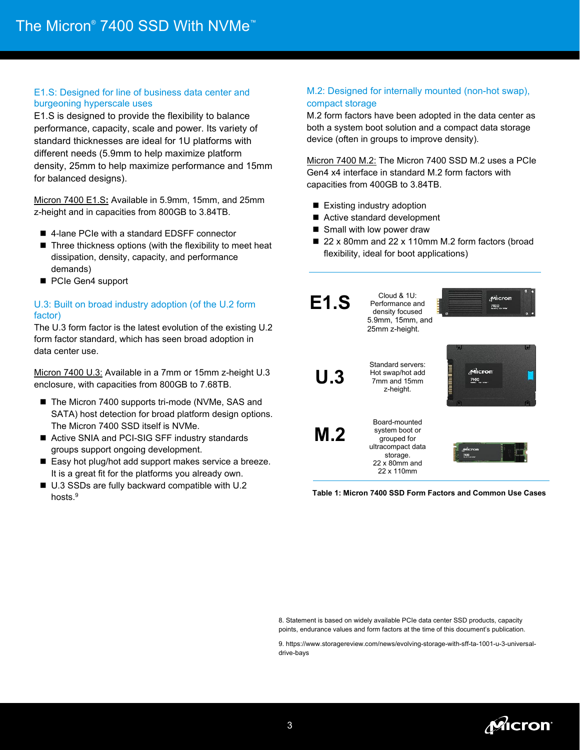### E1.S: Designed for line of business data center and burgeoning hyperscale uses

E1.S is designed to provide the flexibility to balance performance, capacity, scale and power. Its variety of standard thicknesses are ideal for 1U platforms with different needs (5.9mm to help maximize platform density, 25mm to help maximize performance and 15mm for balanced designs).

Micron 7400 E1.S**:** Available in 5.9mm, 15mm, and 25mm z-height and in capacities from 800GB to 3.84TB.

- 4-lane PCIe with a standard EDSFF connector
- Three thickness options (with the flexibility to meet heat dissipation, density, capacity, and performance demands)
- PCIe Gen4 support

### U.3: Built on broad industry adoption (of the U.2 form factor)

The U.3 form factor is the latest evolution of the existing U.2 form factor standard, which has seen broad adoption in data center use.

Micron 7400 U.3: Available in a 7mm or 15mm z-height U.3 enclosure, with capacities from 800GB to 7.68TB.

- The Micron 7400 supports tri-mode (NVMe, SAS and SATA) host detection for broad platform design options. The Micron 7400 SSD itself is NVMe.
- Active SNIA and PCI-SIG SFF industry standards groups support ongoing development.
- Easy hot plug/hot add support makes service a breeze. It is a great fit for the platforms you already own.
- U.3 SSDs are fully backward compatible with U.2 hosts.[9]

### M.2: Designed for internally mounted (non-hot swap), compact storage

M.2 form factors have been adopted in the data center as both a system boot solution and a compact data storage device (often in groups to improve density).

Micron 7400 M.2: The Micron 7400 SSD M.2 uses a PCIe Gen4 x4 interface in standard M.2 form factors with capacities from 400GB to 3.84TB.

- Existing industry adoption
- Active standard development
- Small with low power draw
- 22 x 80mm and 22 x 110mm M.2 form factors (broad flexibility, ideal for boot applications)

| Form Factor | Use Case |
|---|---|
| E1.S | Cloud & 1U: Performance and density focused 5.9mm, 15mm, and 25mm z-height. |
| U.3 | Standard servers: Hot swap/hot add 7mm and 15mm z-height. |
| M.2 | Board-mounted system boot or grouped for ultracompact data storage. 22 x 80mm and 22 x 110mm |

**Table 1: Micron 7400 SSD Form Factors and Common Use Cases**

8. Statement is based on widely available PCIe data center SSD products, capacity points, endurance values and form factors at the time of this document's publication.

9. https://www.storagereview.com/news/evolving-storage-with-sff-ta-1001-u-3-universal-drive-bays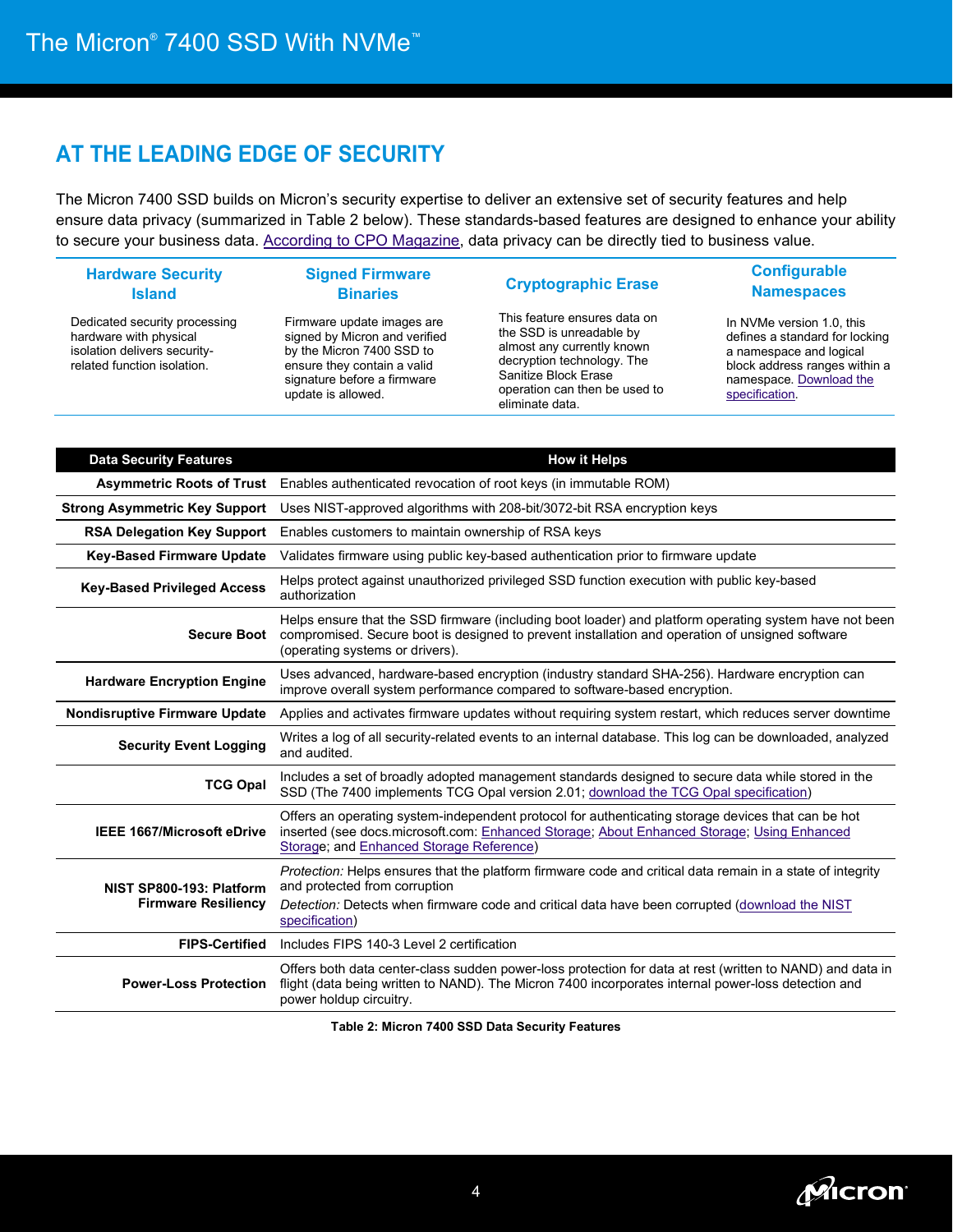## AT THE LEADING EDGE OF SECURITY

The Micron 7400 SSD builds on Micron's security expertise to deliver an extensive set of security features and help ensure data privacy (summarized in Table 2 below). These standards-based features are designed to enhance your ability to secure your business data. According to CPO Magazine, data privacy can be directly tied to business value.

| Hardware Security Island | Signed Firmware Binaries | Cryptographic Erase | Configurable Namespaces |
|---|---|---|---|
| Dedicated security processing hardware with physical isolation delivers security-related function isolation. | Firmware update images are signed by Micron and verified by the Micron 7400 SSD to ensure they contain a valid signature before a firmware update is allowed. | This feature ensures data on the SSD is unreadable by almost any currently known decryption technology. The Sanitize Block Erase operation can then be used to eliminate data. | In NVMe version 1.0, this defines a standard for locking a namespace and logical block address ranges within a namespace. Download the specification. |

| Data Security Features | How it Helps |
|---|---|
| **Asymmetric Roots of Trust** | Enables authenticated revocation of root keys (in immutable ROM) |
| **Strong Asymmetric Key Support** | Uses NIST-approved algorithms with 208-bit/3072-bit RSA encryption keys |
| **RSA Delegation Key Support** | Enables customers to maintain ownership of RSA keys |
| **Key-Based Firmware Update** | Validates firmware using public key-based authentication prior to firmware update |
| **Key-Based Privileged Access** | Helps protect against unauthorized privileged SSD function execution with public key-based authorization |
| **Secure Boot** | Helps ensure that the SSD firmware (including boot loader) and platform operating system have not been compromised. Secure boot is designed to prevent installation and operation of unsigned software (operating systems or drivers). |
| **Hardware Encryption Engine** | Uses advanced, hardware-based encryption (industry standard SHA-256). Hardware encryption can improve overall system performance compared to software-based encryption. |
| **Nondisruptive Firmware Update** | Applies and activates firmware updates without requiring system restart, which reduces server downtime |
| **Security Event Logging** | Writes a log of all security-related events to an internal database. This log can be downloaded, analyzed and audited. |
| **TCG Opal** | Includes a set of broadly adopted management standards designed to secure data while stored in the SSD (The 7400 implements TCG Opal version 2.01; download the TCG Opal specification) |
| **IEEE 1667/Microsoft eDrive** | Offers an operating system-independent protocol for authenticating storage devices that can be hot inserted (see docs.microsoft.com: Enhanced Storage; About Enhanced Storage; Using Enhanced Storage; and Enhanced Storage Reference) |
| **NIST SP800-193: Platform Firmware Resiliency** | *Protection:* Helps ensures that the platform firmware code and critical data remain in a state of integrity and protected from corruption<br>*Detection:* Detects when firmware code and critical data have been corrupted (download the NIST specification) |
| **FIPS-Certified** | Includes FIPS 140-3 Level 2 certification |
| **Power-Loss Protection** | Offers both data center-class sudden power-loss protection for data at rest (written to NAND) and data in flight (data being written to NAND). The Micron 7400 incorporates internal power-loss detection and power holdup circuitry. |

**Table 2: Micron 7400 SSD Data Security Features**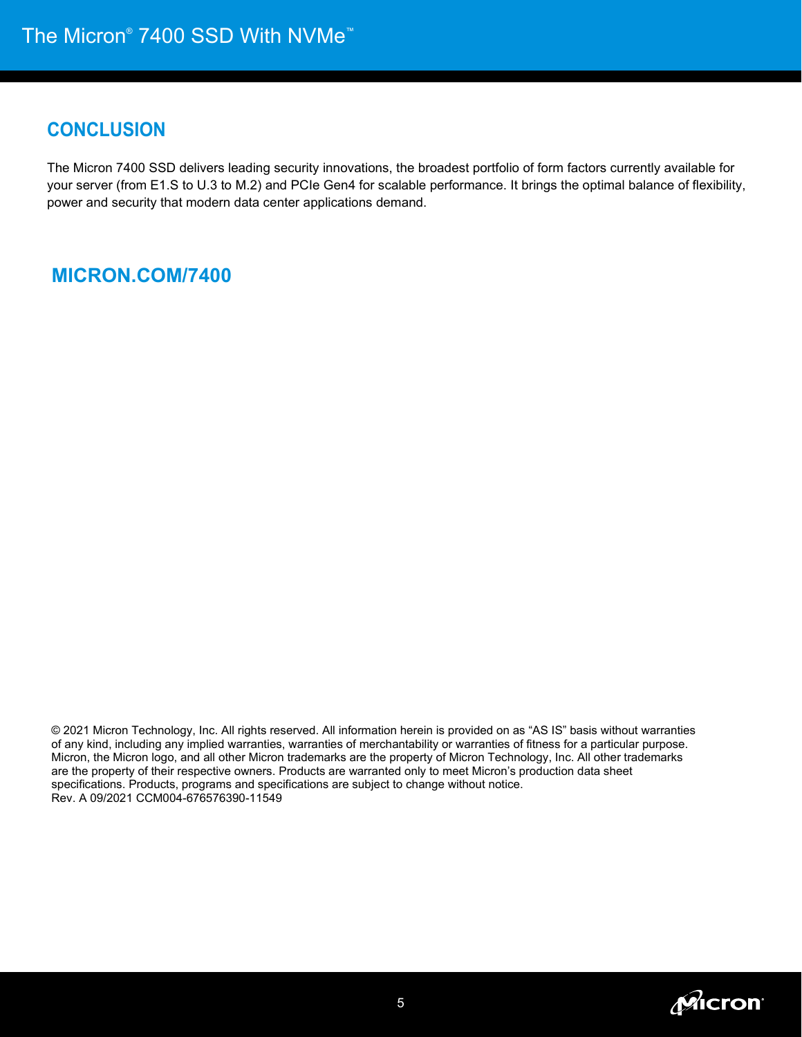## CONCLUSION

The Micron 7400 SSD delivers leading security innovations, the broadest portfolio of form factors currently available for your server (from E1.S to U.3 to M.2) and PCIe Gen4 for scalable performance. It brings the optimal balance of flexibility, power and security that modern data center applications demand.

**MICRON.COM/7400**

© 2021 Micron Technology, Inc. All rights reserved. All information herein is provided on as "AS IS" basis without warranties of any kind, including any implied warranties, warranties of merchantability or warranties of fitness for a particular purpose. Micron, the Micron logo, and all other Micron trademarks are the property of Micron Technology, Inc. All other trademarks are the property of their respective owners. Products are warranted only to meet Micron's production data sheet specifications. Products, programs and specifications are subject to change without notice.
Rev. A 09/2021 CCM004-676576390-11549